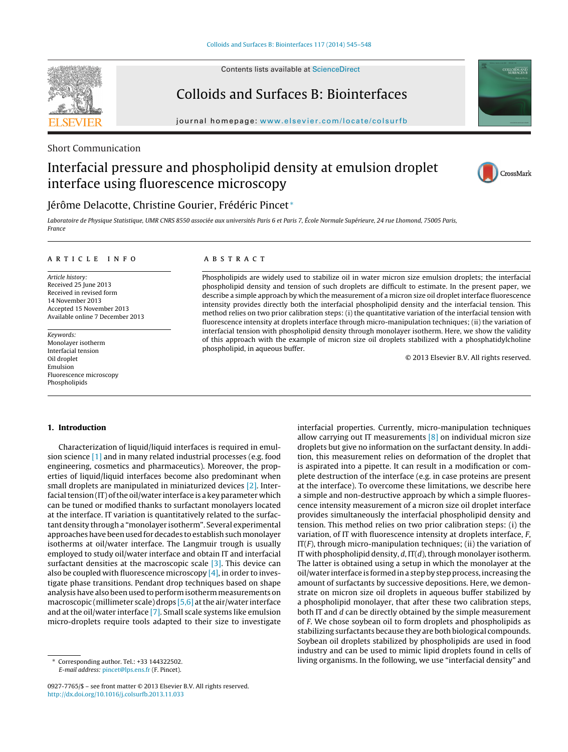Short Communication

# Interfacial pressure and phospholipid density at emulsion droplet interface using fluorescence microscopy

Jérôme Delacotte, Christine Gourier, Frédéric Pincet*

*Laboratoire de Physique Statistique, UMR CNRS 8550 associée aux universités Paris 6 et Paris 7, École Normale Supérieure, 24 rue Lhomond, 75005 Paris, France*

## ARTICLE INFO

*Article history:*
Received 25 June 2013
Received in revised form
14 November 2013
Accepted 15 November 2013
Available online 7 December 2013

*Keywords:*
Monolayer isotherm
Interfacial tension
Oil droplet
Emulsion
Fluorescence microscopy
Phospholipids

## ABSTRACT

Phospholipids are widely used to stabilize oil in water micron size emulsion droplets; the interfacial phospholipid density and tension of such droplets are difficult to estimate. In the present paper, we describe a simple approach by which the measurement of a micron size oil droplet interface fluorescence intensity provides directly both the interfacial phospholipid density and the interfacial tension. This method relies on two prior calibration steps: (i) the quantitative variation of the interfacial tension with fluorescence intensity at droplets interface through micro-manipulation techniques; (ii) the variation of interfacial tension with phospholipid density through monolayer isotherm. Here, we show the validity of this approach with the example of micron size oil droplets stabilized with a phosphatidylcholine phospholipid, in aqueous buffer.

© 2013 Elsevier B.V. All rights reserved.

## 1. Introduction

Characterization of liquid/liquid interfaces is required in emulsion science [1] and in many related industrial processes (e.g. food engineering, cosmetics and pharmaceutics). Moreover, the properties of liquid/liquid interfaces become also predominant when small droplets are manipulated in miniaturized devices [2]. Interfacial tension (IT) of the oil/water interface is a key parameter which can be tuned or modified thanks to surfactant monolayers located at the interface. IT variation is quantitatively related to the surfactant density through a "monolayer isotherm". Several experimental approaches have been used for decades to establish such monolayer isotherms at oil/water interface. The Langmuir trough is usually employed to study oil/water interface and obtain IT and interfacial surfactant densities at the macroscopic scale [3]. This device can also be coupled with fluorescence microscopy [4], in order to investigate phase transitions. Pendant drop techniques based on shape analysis have also been used to perform isotherm measurements on macroscopic (millimeter scale) drops [5,6] at the air/water interface and at the oil/water interface [7]. Small scale systems like emulsion micro-droplets require tools adapted to their size to investigate interfacial properties. Currently, micro-manipulation techniques allow carrying out IT measurements [8] on individual micron size droplets but give no information on the surfactant density. In addition, this measurement relies on deformation of the droplet that is aspirated into a pipette. It can result in a modification or complete destruction of the interface (e.g. in case proteins are present at the interface). To overcome these limitations, we describe here a simple and non-destructive approach by which a simple fluorescence intensity measurement of a micron size oil droplet interface provides simultaneously the interfacial phospholipid density and tension. This method relies on two prior calibration steps: (i) the variation, of IT with fluorescence intensity at droplets interface, $F$, IT($F$), through micro-manipulation techniques; (ii) the variation of IT with phospholipid density, $d$, IT($d$), through monolayer isotherm. The latter is obtained using a setup in which the monolayer at the oil/water interface is formed in a step by step process, increasing the amount of surfactants by successive depositions. Here, we demonstrate on micron size oil droplets in aqueous buffer stabilized by a phospholipid monolayer, that after these two calibration steps, both IT and $d$ can be directly obtained by the simple measurement of $F$. We chose soybean oil to form droplets and phospholipids as stabilizing surfactants because they are both biological compounds. Soybean oil droplets stabilized by phospholipids are used in food industry and can be used to mimic lipid droplets found in cells of living organisms. In the following, we use "interfacial density" and

* Corresponding author. Tel.: +33 144322502.
*E-mail address:* pincet@lps.ens.fr (F. Pincet).

0927-7765/$ – see front matter © 2013 Elsevier B.V. All rights reserved.
http://dx.doi.org/10.1016/j.colsurfb.2013.11.033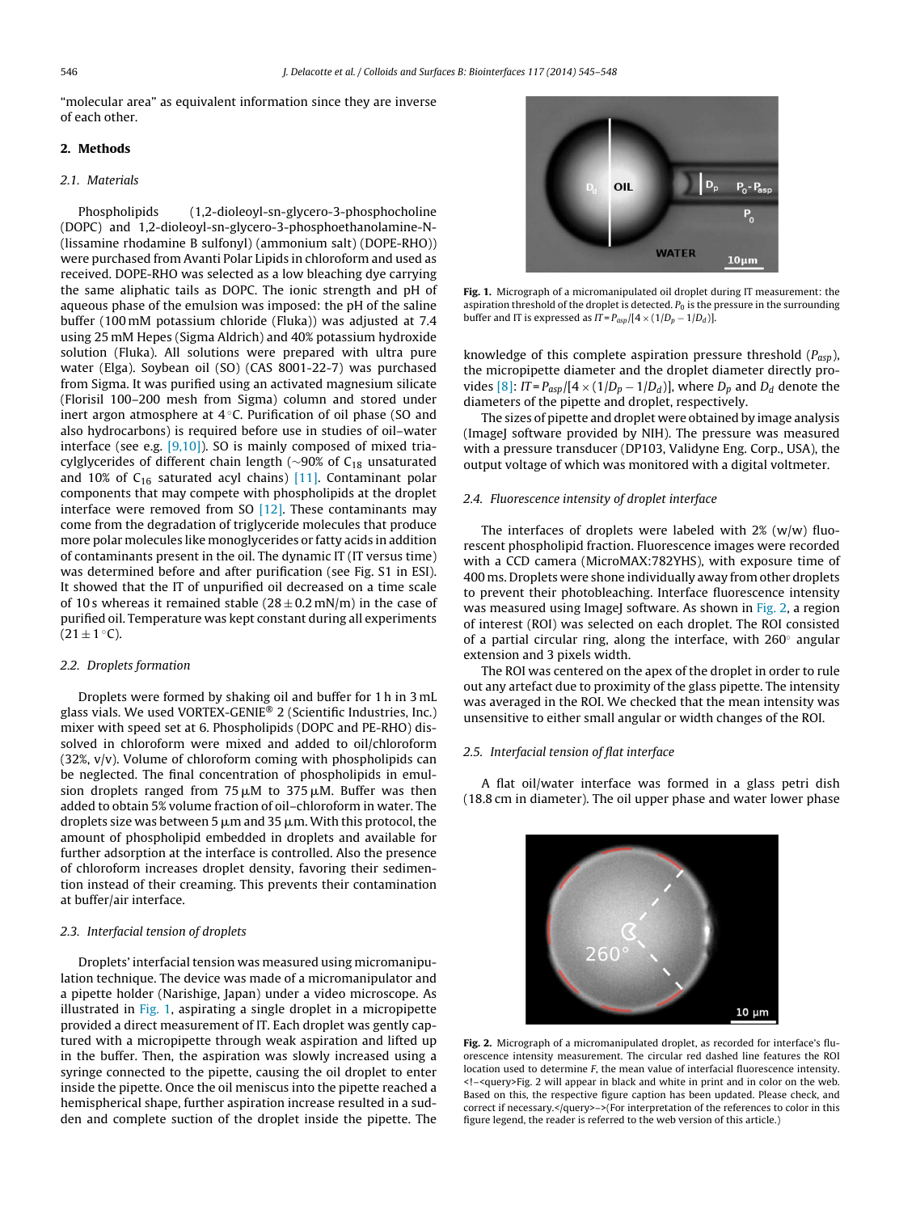"molecular area" as equivalent information since they are inverse of each other.

## 2. Methods

### 2.1. Materials

Phospholipids (1,2-dioleoyl-sn-glycero-3-phosphocholine (DOPC) and 1,2-dioleoyl-sn-glycero-3-phosphoethanolamine-N-(lissamine rhodamine B sulfonyl) (ammonium salt) (DOPE-RHO)) were purchased from Avanti Polar Lipids in chloroform and used as received. DOPE-RHO was selected as a low bleaching dye carrying the same aliphatic tails as DOPC. The ionic strength and pH of aqueous phase of the emulsion was imposed: the pH of the saline buffer (100 mM potassium chloride (Fluka)) was adjusted at 7.4 using 25 mM Hepes (Sigma Aldrich) and 40% potassium hydroxide solution (Fluka). All solutions were prepared with ultra pure water (Elga). Soybean oil (SO) (CAS 8001-22-7) was purchased from Sigma. It was purified using an activated magnesium silicate (Florisil 100–200 mesh from Sigma) column and stored under inert argon atmosphere at 4 °C. Purification of oil phase (SO and also hydrocarbons) is required before use in studies of oil–water interface (see e.g. [9,10]). SO is mainly composed of mixed triacylglycerides of different chain length (~90% of $C_{18}$ unsaturated and 10% of $C_{16}$ saturated acyl chains) [11]. Contaminant polar components that may compete with phospholipids at the droplet interface were removed from SO [12]. These contaminants may come from the degradation of triglyceride molecules that produce more polar molecules like monoglycerides or fatty acids in addition of contaminants present in the oil. The dynamic IT (IT versus time) was determined before and after purification (see Fig. S1 in ESI). It showed that the IT of unpurified oil decreased on a time scale of 10 s whereas it remained stable (28 ± 0.2 mN/m) in the case of purified oil. Temperature was kept constant during all experiments (21 ± 1 °C).

### 2.2. Droplets formation

Droplets were formed by shaking oil and buffer for 1 h in 3 mL glass vials. We used VORTEX-GENIE® 2 (Scientific Industries, Inc.) mixer with speed set at 6. Phospholipids (DOPC and PE-RHO) dissolved in chloroform were mixed and added to oil/chloroform (32%, v/v). Volume of chloroform coming with phospholipids can be neglected. The final concentration of phospholipids in emulsion droplets ranged from 75 μM to 375 μM. Buffer was then added to obtain 5% volume fraction of oil–chloroform in water. The droplets size was between 5 μm and 35 μm. With this protocol, the amount of phospholipid embedded in droplets and available for further adsorption at the interface is controlled. Also the presence of chloroform increases droplet density, favoring their sedimentation instead of their creaming. This prevents their contamination at buffer/air interface.

### 2.3. Interfacial tension of droplets

Droplets' interfacial tension was measured using micromanipulation technique. The device was made of a micromanipulator and a pipette holder (Narishige, Japan) under a video microscope. As illustrated in Fig. 1, aspirating a single droplet in a micropipette provided a direct measurement of IT. Each droplet was gently captured with a micropipette through weak aspiration and lifted up in the buffer. Then, the aspiration was slowly increased using a syringe connected to the pipette, causing the oil droplet to enter inside the pipette. Once the oil meniscus into the pipette reached a hemispherical shape, further aspiration increase resulted in a sudden and complete suction of the droplet inside the pipette. The knowledge of this complete aspiration pressure threshold ($P_{asp}$), the micropipette diameter and the droplet diameter directly provides [8]: $IT = P_{asp}/[4 \times (1/D_p - 1/D_d)]$, where $D_p$ and $D_d$ denote the diameters of the pipette and droplet, respectively.

Fig. 1. Micrograph of a micromanipulated oil droplet during IT measurement: the aspiration threshold of the droplet is detected. $P_0$ is the pressure in the surrounding buffer and IT is expressed as $IT = P_{asp}/[4 \times (1/D_p - 1/D_d)]$.

The sizes of pipette and droplet were obtained by image analysis (ImageJ software provided by NIH). The pressure was measured with a pressure transducer (DP103, Validyne Eng. Corp., USA), the output voltage of which was monitored with a digital voltmeter.

### 2.4. Fluorescence intensity of droplet interface

The interfaces of droplets were labeled with 2% (w/w) fluorescent phospholipid fraction. Fluorescence images were recorded with a CCD camera (MicroMAX:782YHS), with exposure time of 400 ms. Droplets were shone individually away from other droplets to prevent their photobleaching. Interface fluorescence intensity was measured using ImageJ software. As shown in Fig. 2, a region of interest (ROI) was selected on each droplet. The ROI consisted of a partial circular ring, along the interface, with 260° angular extension and 3 pixels width.

The ROI was centered on the apex of the droplet in order to rule out any artefact due to proximity of the glass pipette. The intensity was averaged in the ROI. We checked that the mean intensity was unsensitive to either small angular or width changes of the ROI.

### 2.5. Interfacial tension of flat interface

A flat oil/water interface was formed in a glass petri dish (18.8 cm in diameter). The oil upper phase and water lower phase

Fig. 2. Micrograph of a micromanipulated droplet, as recorded for interface's fluorescence intensity measurement. The circular red dashed line features the ROI location used to determine *F*, the mean value of interfacial fluorescence intensity. <!–<query>Fig. 2 will appear in black and white in print and in color on the web. Based on this, the respective figure caption has been updated. Please check, and correct if necessary.</query>–>(For interpretation of the references to color in this figure legend, the reader is referred to the web version of this article.)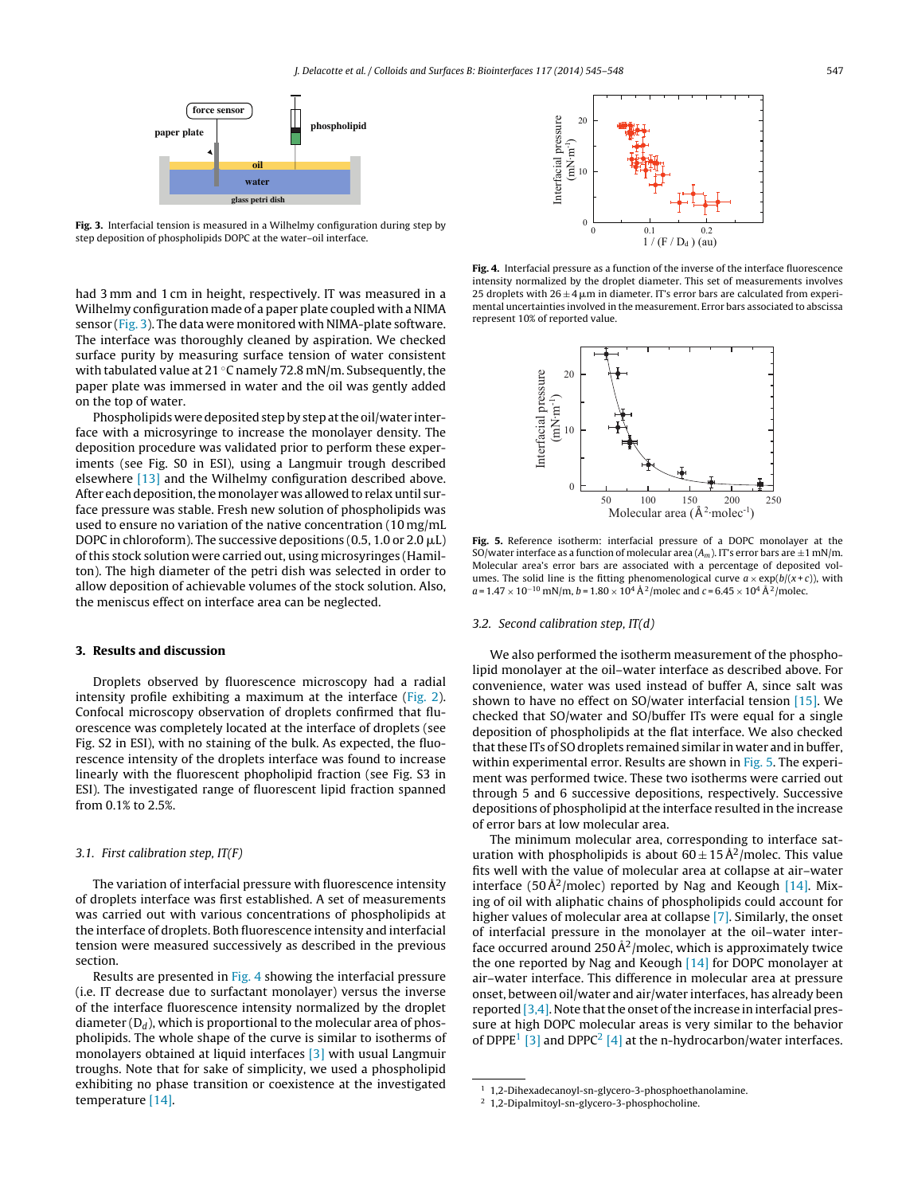Fig. 3. Interfacial tension is measured in a Wilhelmy configuration during step by step deposition of phospholipids DOPC at the water–oil interface.

had 3 mm and 1 cm in height, respectively. IT was measured in a Wilhelmy configuration made of a paper plate coupled with a NIMA sensor (Fig. 3). The data were monitored with NIMA-plate software. The interface was thoroughly cleaned by aspiration. We checked surface purity by measuring surface tension of water consistent with tabulated value at 21 °C namely 72.8 mN/m. Subsequently, the paper plate was immersed in water and the oil was gently added on the top of water.

Phospholipids were deposited step by step at the oil/water interface with a microsyringe to increase the monolayer density. The deposition procedure was validated prior to perform these experiments (see Fig. S0 in ESI), using a Langmuir trough described elsewhere [13] and the Wilhelmy configuration described above. After each deposition, the monolayer was allowed to relax until surface pressure was stable. Fresh new solution of phospholipids was used to ensure no variation of the native concentration (10 mg/mL DOPC in chloroform). The successive depositions (0.5, 1.0 or 2.0 μL) of this stock solution were carried out, using microsyringes (Hamilton). The high diameter of the petri dish was selected in order to allow deposition of achievable volumes of the stock solution. Also, the meniscus effect on interface area can be neglected.

## 3. Results and discussion

Droplets observed by fluorescence microscopy had a radial intensity profile exhibiting a maximum at the interface (Fig. 2). Confocal microscopy observation of droplets confirmed that fluorescence was completely located at the interface of droplets (see Fig. S2 in ESI), with no staining of the bulk. As expected, the fluorescence intensity of the droplets interface was found to increase linearly with the fluorescent phospholipid fraction (see Fig. S3 in ESI). The investigated range of fluorescent lipid fraction spanned from 0.1% to 2.5%.

### 3.1. First calibration step, IT(F)

The variation of interfacial pressure with fluorescence intensity of droplets interface was first established. A set of measurements was carried out with various concentrations of phospholipids at the interface of droplets. Both fluorescence intensity and interfacial tension were measured successively as described in the previous section.

Results are presented in Fig. 4 showing the interfacial pressure (i.e. IT decrease due to surfactant monolayer) versus the inverse of the interface fluorescence intensity normalized by the droplet diameter ($D_d$), which is proportional to the molecular area of phospholipids. The whole shape of the curve is similar to isotherms of monolayers obtained at liquid interfaces [3] with usual Langmuir troughs. Note that for sake of simplicity, we used a phospholipid exhibiting no phase transition or coexistence at the investigated temperature [14].

Fig. 4. Interfacial pressure as a function of the inverse of the interface fluorescence intensity normalized by the droplet diameter. This set of measurements involves 25 droplets with 26 ± 4 μm in diameter. IT's error bars are calculated from experimental uncertainties involved in the measurement. Error bars associated to abscissa represent 10% of reported value.

Fig. 5. Reference isotherm: interfacial pressure of a DOPC monolayer at the SO/water interface as a function of molecular area ($A_m$). IT's error bars are ±1 mN/m. Molecular area's error bars are associated with a percentage of deposited volumes. The solid line is the fitting phenomenological curve $a \times \exp(b/(x+c))$, with $a = 1.47 \times 10^{-10}$ mN/m, $b = 1.80 \times 10^4$ Å$^2$/molec and $c = 6.45 \times 10^4$ Å$^2$/molec.

### 3.2. Second calibration step, IT(d)

We also performed the isotherm measurement of the phospholipid monolayer at the oil–water interface as described above. For convenience, water was used instead of buffer A, since salt was shown to have no effect on SO/water interfacial tension [15]. We checked that SO/water and SO/buffer ITs were equal for a single deposition of phospholipids at the flat interface. We also checked that these ITs of SO droplets remained similar in water and in buffer, within experimental error. Results are shown in Fig. 5. The experiment was performed twice. These two isotherms were carried out through 5 and 6 successive depositions, respectively. Successive depositions of phospholipid at the interface resulted in the increase of error bars at low molecular area.

The minimum molecular area, corresponding to interface saturation with phospholipids is about 60 ± 15 Å$^2$/molec. This value fits well with the value of molecular area at collapse at air–water interface (50 Å$^2$/molec) reported by Nag and Keough [14]. Mixing of oil with aliphatic chains of phospholipids could account for higher values of molecular area at collapse [7]. Similarly, the onset of interfacial pressure in the monolayer at the oil–water interface occurred around 250 Å$^2$/molec, which is approximately twice the one reported by Nag and Keough [14] for DOPC monolayer at air–water interface. This difference in molecular area at pressure onset, between oil/water and air/water interfaces, has already been reported [3,4]. Note that the onset of the increase in interfacial pressure at high DOPC molecular areas is very similar to the behavior of DPPE[1] [3] and DPPC[2] [4] at the n-hydrocarbon/water interfaces.

[1] 1,2-Dihexadecanoyl-sn-glycero-3-phosphoethanolamine.

[2] 1,2-Dipalmitoyl-sn-glycero-3-phosphocholine.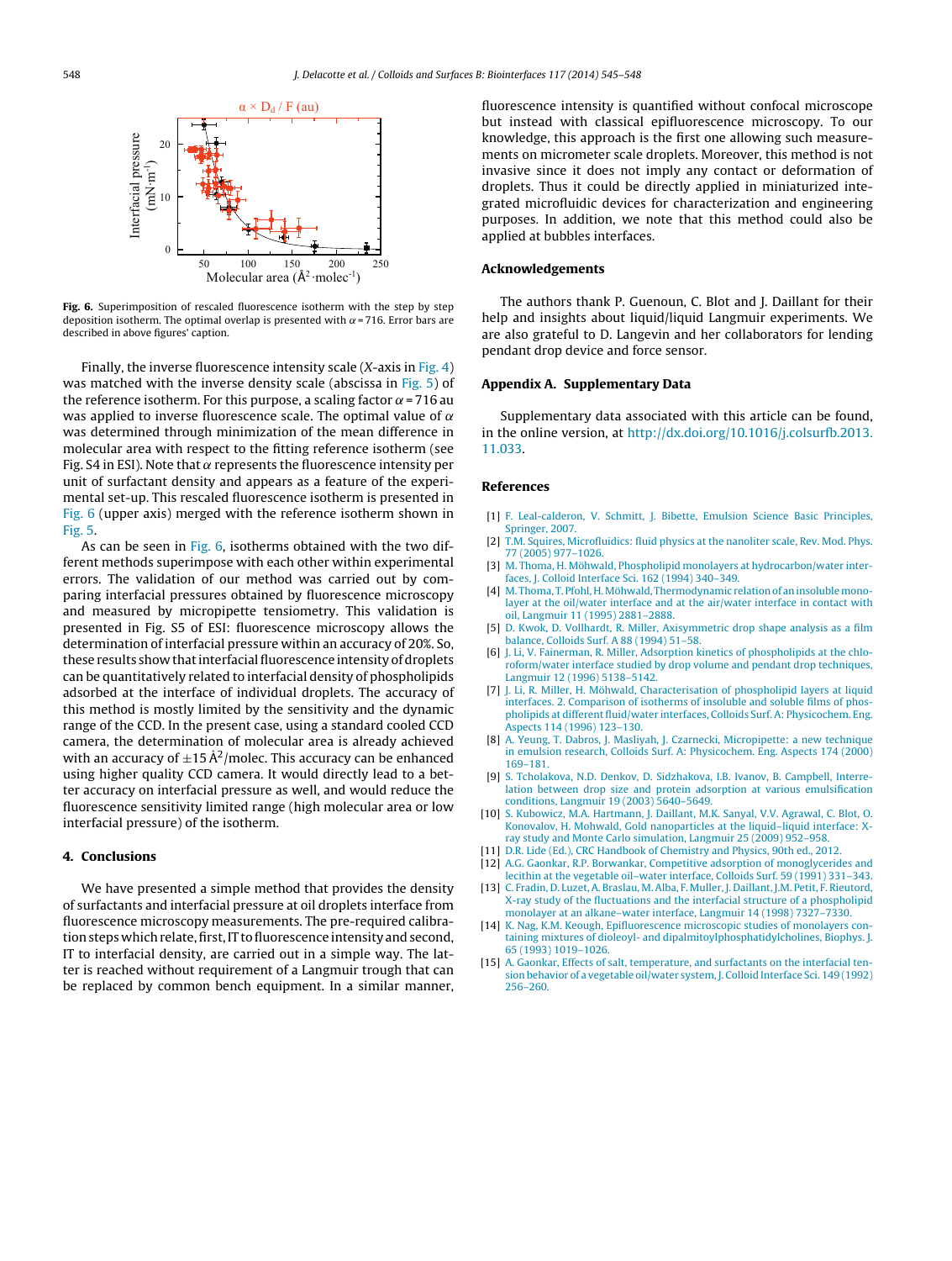α × $D_d$ / F (au)

Interfacial pressure (mN·m$^{-1}$)

20
10
0

50 100 150 200 250

Molecular area (Å$^2$·molec$^{-1}$)

**Fig. 6.** Superimposition of rescaled fluorescence isotherm with the step by step deposition isotherm. The optimal overlap is presented with $\alpha = 716$. Error bars are described in above figures' caption.

Finally, the inverse fluorescence intensity scale (X-axis in Fig. 4) was matched with the inverse density scale (abscissa in Fig. 5) of the reference isotherm. For this purpose, a scaling factor $\alpha = 716$ au was applied to inverse fluorescence scale. The optimal value of $\alpha$ was determined through minimization of the mean difference in molecular area with respect to the fitting reference isotherm (see Fig. S4 in ESI). Note that $\alpha$ represents the fluorescence intensity per unit of surfactant density and appears as a feature of the experimental set-up. This rescaled fluorescence isotherm is presented in Fig. 6 (upper axis) merged with the reference isotherm shown in Fig. 5.

As can be seen in Fig. 6, isotherms obtained with the two different methods superimpose with each other within experimental errors. The validation of our method was carried out by comparing interfacial pressures obtained by fluorescence microscopy and measured by micropipette tensiometry. This validation is presented in Fig. S5 of ESI: fluorescence microscopy allows the determination of interfacial pressure within an accuracy of 20%. So, these results show that interfacial fluorescence intensity of droplets can be quantitatively related to interfacial density of phospholipids adsorbed at the interface of individual droplets. The accuracy of this method is mostly limited by the sensitivity and the dynamic range of the CCD. In the present case, using a standard cooled CCD camera, the determination of molecular area is already achieved with an accuracy of $\pm 15$ Å$^2$/molec. This accuracy can be enhanced using higher quality CCD camera. It would directly lead to a better accuracy on interfacial pressure as well, and would reduce the fluorescence sensitivity limited range (high molecular area or low interfacial pressure) of the isotherm.

## 4. Conclusions

We have presented a simple method that provides the density of surfactants and interfacial pressure at oil droplets interface from fluorescence microscopy measurements. The pre-required calibration steps which relate, first, IT to fluorescence intensity and second, IT to interfacial density, are carried out in a simple way. The latter is reached without requirement of a Langmuir trough that can be replaced by common bench equipment. In a similar manner, fluorescence intensity is quantified without confocal microscope but instead with classical epifluorescence microscopy. To our knowledge, this approach is the first one allowing such measurements on micrometer scale droplets. Moreover, this method is not invasive since it does not imply any contact or deformation of droplets. Thus it could be directly applied in miniaturized integrated microfluidic devices for characterization and engineering purposes. In addition, we note that this method could also be applied at bubbles interfaces.

## Acknowledgements

The authors thank P. Guenoun, C. Blot and J. Daillant for their help and insights about liquid/liquid Langmuir experiments. We are also grateful to D. Langevin and her collaborators for lending pendant drop device and force sensor.

## Appendix A. Supplementary Data

Supplementary data associated with this article can be found, in the online version, at http://dx.doi.org/10.1016/j.colsurfb.2013.11.033.

## References

[1] F. Leal-calderon, V. Schmitt, J. Bibette, Emulsion Science Basic Principles, Springer, 2007.

[2] T.M. Squires, Microfluidics: fluid physics at the nanoliter scale, Rev. Mod. Phys. 77 (2005) 977–1026.

[3] M. Thoma, H. Möhwald, Phospholipid monolayers at hydrocarbon/water interfaces, J. Colloid Interface Sci. 162 (1994) 340–349.

[4] M. Thoma, T. Pfohl, H. Möhwald, Thermodynamic relation of an insoluble monolayer at the oil/water interface and at the air/water interface in contact with oil, Langmuir 11 (1995) 2881–2888.

[5] D. Kwok, D. Vollhardt, R. Miller, Axisymmetric drop shape analysis as a film balance, Colloids Surf. A 88 (1994) 51–58.

[6] J. Li, V. Fainerman, R. Miller, Adsorption kinetics of phospholipids at the chloroform/water interface studied by drop volume and pendant drop techniques, Langmuir 12 (1996) 5138–5142.

[7] J. Li, R. Miller, H. Möhwald, Characterisation of phospholipid layers at liquid interfaces. 2. Comparison of isotherms of insoluble and soluble films of phospholipids at different fluid/water interfaces, Colloids Surf. A: Physicochem. Eng. Aspects 114 (1996) 123–130.

[8] A. Yeung, T. Dabros, J. Masliyah, J. Czarnecki, Micropipette: a new technique in emulsion research, Colloids Surf. A: Physicochem. Eng. Aspects 174 (2000) 169–181.

[9] S. Tcholakova, N.D. Denkov, D. Sidzhakova, I.B. Ivanov, B. Campbell, Interrelation between drop size and protein adsorption at various emulsification conditions, Langmuir 19 (2003) 5640–5649.

[10] S. Kubowicz, M.A. Hartmann, J. Daillant, M.K. Sanyal, V.V. Agrawal, C. Blot, O. Konovalov, H. Mohwald, Gold nanoparticles at the liquid–liquid interface: X-ray study and Monte Carlo simulation, Langmuir 25 (2009) 952–958.

[11] D.R. Lide (Ed.), CRC Handbook of Chemistry and Physics, 90th ed., 2012.

[12] A.G. Gaonkar, R.P. Borwankar, Competitive adsorption of monoglycerides and lecithin at the vegetable oil–water interface, Colloids Surf. 59 (1991) 331–343.

[13] C. Fradin, D. Luzet, A. Braslau, M. Alba, F. Muller, J. Daillant, J.M. Petit, F. Rieutord, X-ray study of the fluctuations and the interfacial structure of a phospholipid monolayer at an alkane–water interface, Langmuir 14 (1998) 7327–7330.

[14] K. Nag, K.M. Keough, Epifluorescence microscopic studies of monolayers containing mixtures of dioleoyl- and dipalmitoylphosphatidylcholines, Biophys. J. 65 (1993) 1019–1026.

[15] A. Gaonkar, Effects of salt, temperature, and surfactants on the interfacial tension behavior of a vegetable oil/water system, J. Colloid Interface Sci. 149 (1992) 256–260.